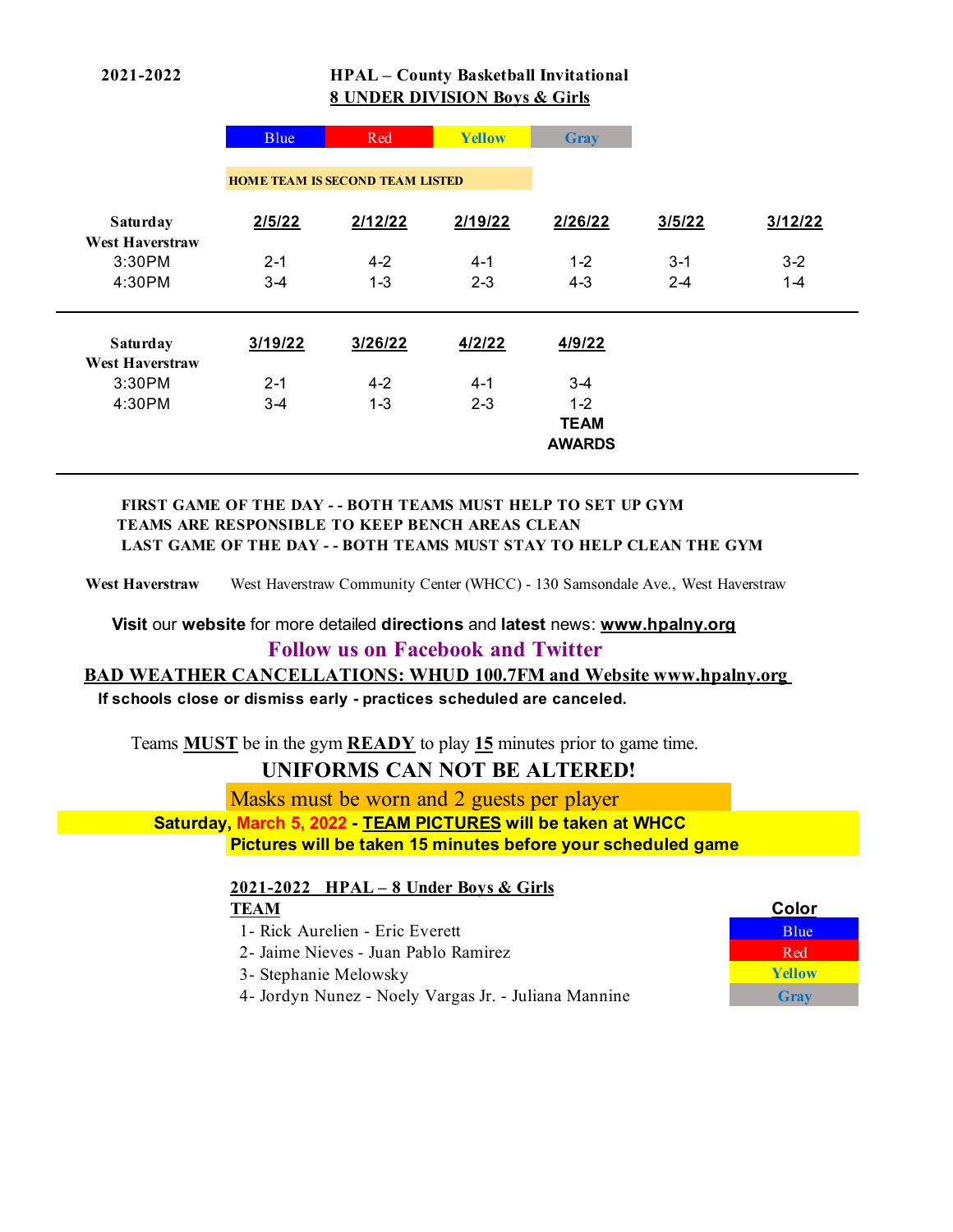**2021-2022**

# HPAL – County Basketball Invitational

## 8 UNDER DIVISION Boys & Girls

| Blue | Red | Yellow | Gray |
|---|---|---|---|

**HOME TEAM IS SECOND TEAM LISTED**

| Saturday West Haverstraw | 2/5/22 | 2/12/22 | 2/19/22 | 2/26/22 | 3/5/22 | 3/12/22 |
|---|---|---|---|---|---|---|
| 3:30PM | 2-1 | 4-2 | 4-1 | 1-2 | 3-1 | 3-2 |
| 4:30PM | 3-4 | 1-3 | 2-3 | 4-3 | 2-4 | 1-4 |

| Saturday West Haverstraw | 3/19/22 | 3/26/22 | 4/2/22 | 4/9/22 |
|---|---|---|---|---|
| 3:30PM | 2-1 | 4-2 | 4-1 | 3-4 |
| 4:30PM | 3-4 | 1-3 | 2-3 | 1-2 |
| | | | | **TEAM AWARDS** |

**FIRST GAME OF THE DAY - - BOTH TEAMS MUST HELP TO SET UP GYM**
**TEAMS ARE RESPONSIBLE TO KEEP BENCH AREAS CLEAN**
**LAST GAME OF THE DAY - - BOTH TEAMS MUST STAY TO HELP CLEAN THE GYM**

**West Haverstraw** West Haverstraw Community Center (WHCC) - 130 Samsondale Ave., West Haverstraw

**Visit** our **website** for more detailed **directions** and **latest** news: **www.hpalny.org**

**Follow us on Facebook and Twitter**

**BAD WEATHER CANCELLATIONS: WHUD 100.7FM and Website www.hpalny.org**

**If schools close or dismiss early - practices scheduled are canceled.**

Teams **MUST** be in the gym **READY** to play **15** minutes prior to game time.

**UNIFORMS CAN NOT BE ALTERED!**

Masks must be worn and 2 guests per player

**Saturday, March 5, 2022 - TEAM PICTURES will be taken at WHCC**
**Pictures will be taken 15 minutes before your scheduled game**

**2021-2022 HPAL – 8 Under Boys & Girls**

| TEAM | Color |
|---|---|
| 1- Rick Aurelien - Eric Everett | Blue |
| 2- Jaime Nieves - Juan Pablo Ramirez | Red |
| 3- Stephanie Melowsky | Yellow |
| 4- Jordyn Nunez - Noely Vargas Jr. - Juliana Mannine | Gray |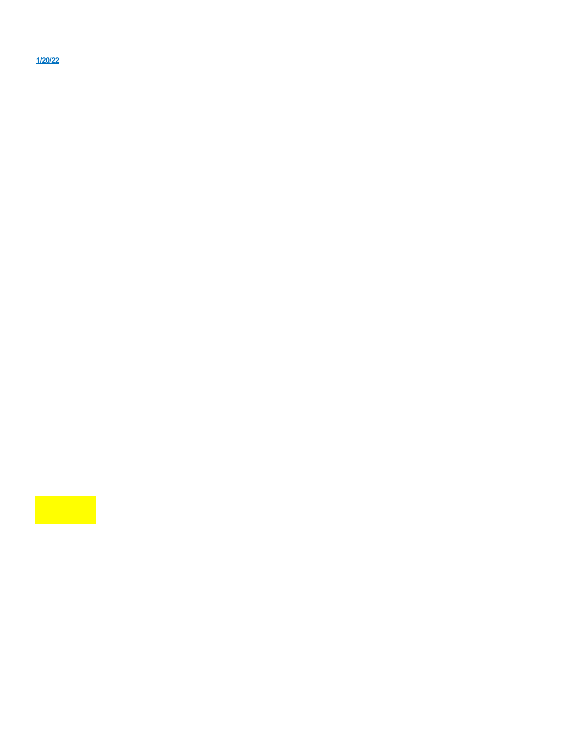1/20/22